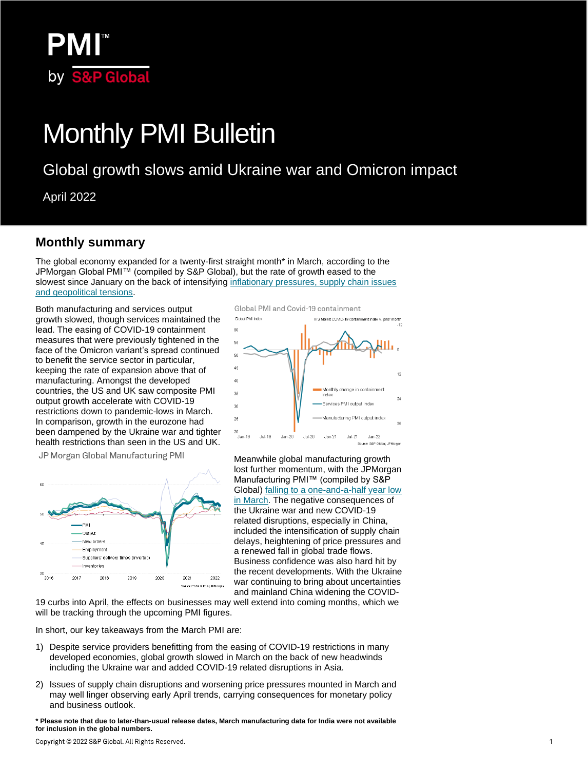PMI™

by S&P Global

# Monthly PMI Bulletin

## Global growth slows amid Ukraine war and Omicron impact

April 2022

## Monthly summary

The global economy expanded for a twenty-first straight month* in March, according to the JPMorgan Global PMI™ (compiled by S&P Global), but the rate of growth eased to the slowest since January on the back of intensifying inflationary pressures, supply chain issues and geopolitical tensions.

Both manufacturing and services output growth slowed, though services maintained the lead. The easing of COVID-19 containment measures that were previously tightened in the face of the Omicron variant's spread continued to benefit the service sector in particular, keeping the rate of expansion above that of manufacturing. Amongst the developed countries, the US and UK saw composite PMI output growth accelerate with COVID-19 restrictions down to pandemic-lows in March. In comparison, growth in the eurozone had been dampened by the Ukraine war and tighter health restrictions than seen in the US and UK.

Global PMI and Covid-19 containment

JP Morgan Global Manufacturing PMI

Meanwhile global manufacturing growth lost further momentum, with the JPMorgan Manufacturing PMI™ (compiled by S&P Global) falling to a one-and-a-half year low in March. The negative consequences of the Ukraine war and new COVID-19 related disruptions, especially in China, included the intensification of supply chain delays, heightening of price pressures and a renewed fall in global trade flows. Business confidence was also hard hit by the recent developments. With the Ukraine war continuing to bring about uncertainties and mainland China widening the COVID-19 curbs into April, the effects on businesses may well extend into coming months, which we will be tracking through the upcoming PMI figures.

In short, our key takeaways from the March PMI are:

1) Despite service providers benefitting from the easing of COVID-19 restrictions in many developed economies, global growth slowed in March on the back of new headwinds including the Ukraine war and added COVID-19 related disruptions in Asia.

2) Issues of supply chain disruptions and worsening price pressures mounted in March and may well linger observing early April trends, carrying consequences for monetary policy and business outlook.

**\* Please note that due to later-than-usual release dates, March manufacturing data for India were not available for inclusion in the global numbers.**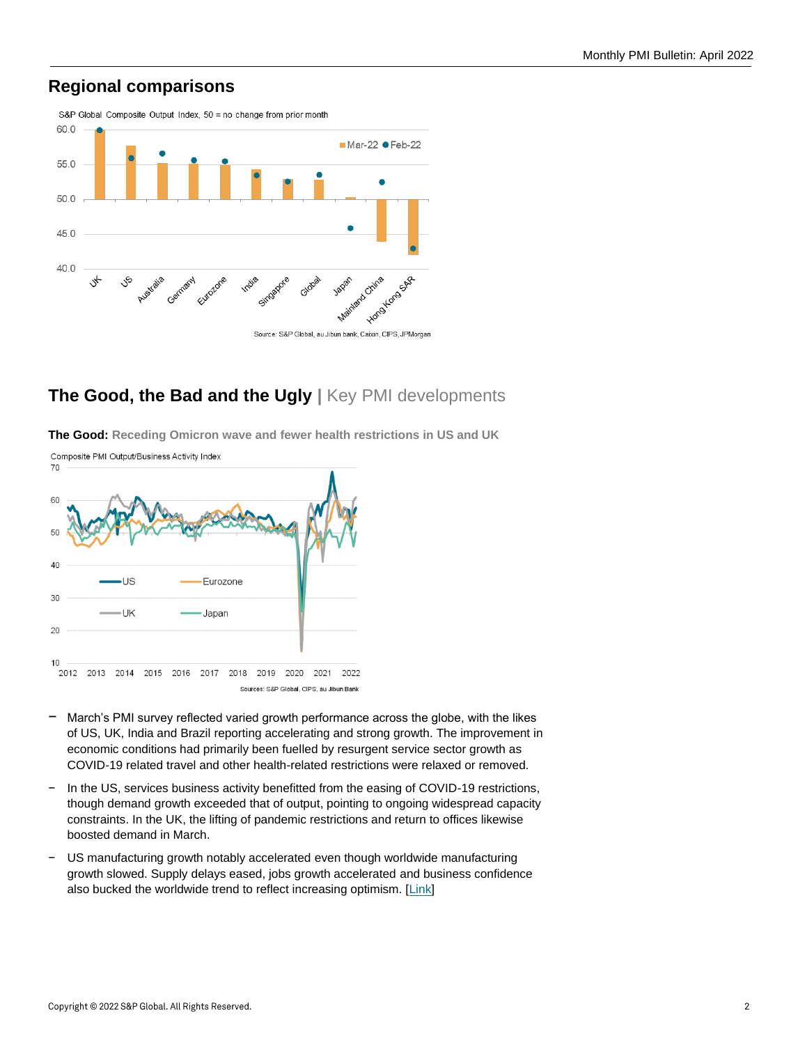## Regional comparisons

S&P Global Composite Output Index, 50 = no change from prior month

Source: S&P Global, au Jibun bank, Caixin, CIPS, JPMorgan

## The Good, the Bad and the Ugly | Key PMI developments

**The Good:** Receding Omicron wave and fewer health restrictions in US and UK

Composite PMI Output/Business Activity Index

Sources: S&P Global, CIPS, au Jibun Bank

- March's PMI survey reflected varied growth performance across the globe, with the likes of US, UK, India and Brazil reporting accelerating and strong growth. The improvement in economic conditions had primarily been fuelled by resurgent service sector growth as COVID-19 related travel and other health-related restrictions were relaxed or removed.
- In the US, services business activity benefitted from the easing of COVID-19 restrictions, though demand growth exceeded that of output, pointing to ongoing widespread capacity constraints. In the UK, the lifting of pandemic restrictions and return to offices likewise boosted demand in March.
- US manufacturing growth notably accelerated even though worldwide manufacturing growth slowed. Supply delays eased, jobs growth accelerated and business confidence also bucked the worldwide trend to reflect increasing optimism. [Link]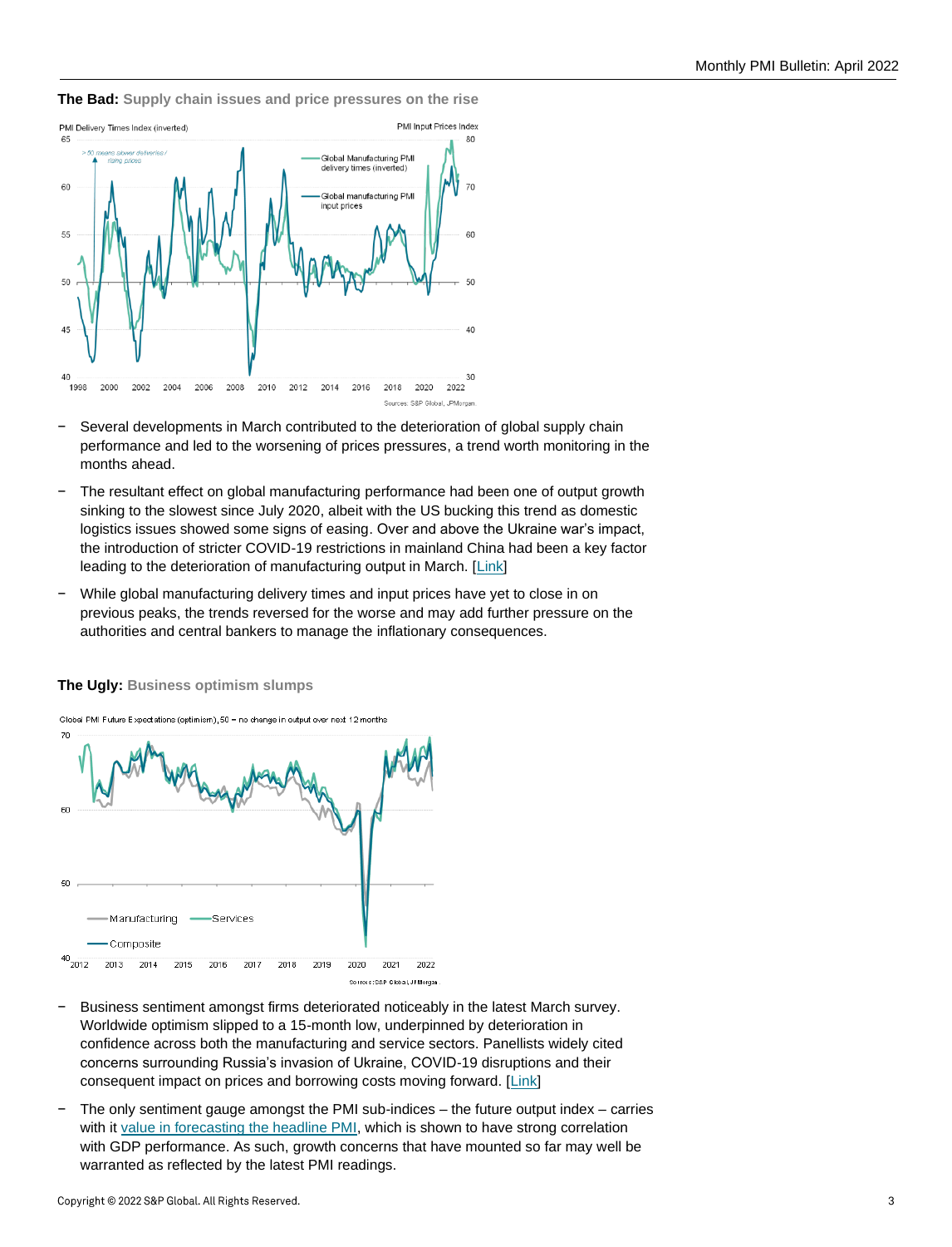**The Bad:** Supply chain issues and price pressures on the rise

- Several developments in March contributed to the deterioration of global supply chain performance and led to the worsening of prices pressures, a trend worth monitoring in the months ahead.
- The resultant effect on global manufacturing performance had been one of output growth sinking to the slowest since July 2020, albeit with the US bucking this trend as domestic logistics issues showed some signs of easing. Over and above the Ukraine war's impact, the introduction of stricter COVID-19 restrictions in mainland China had been a key factor leading to the deterioration of manufacturing output in March. [Link]
- While global manufacturing delivery times and input prices have yet to close in on previous peaks, the trends reversed for the worse and may add further pressure on the authorities and central bankers to manage the inflationary consequences.

**The Ugly:** Business optimism slumps

- Business sentiment amongst firms deteriorated noticeably in the latest March survey. Worldwide optimism slipped to a 15-month low, underpinned by deterioration in confidence across both the manufacturing and service sectors. Panellists widely cited concerns surrounding Russia's invasion of Ukraine, COVID-19 disruptions and their consequent impact on prices and borrowing costs moving forward. [Link]
- The only sentiment gauge amongst the PMI sub-indices – the future output index – carries with it value in forecasting the headline PMI, which is shown to have strong correlation with GDP performance. As such, growth concerns that have mounted so far may well be warranted as reflected by the latest PMI readings.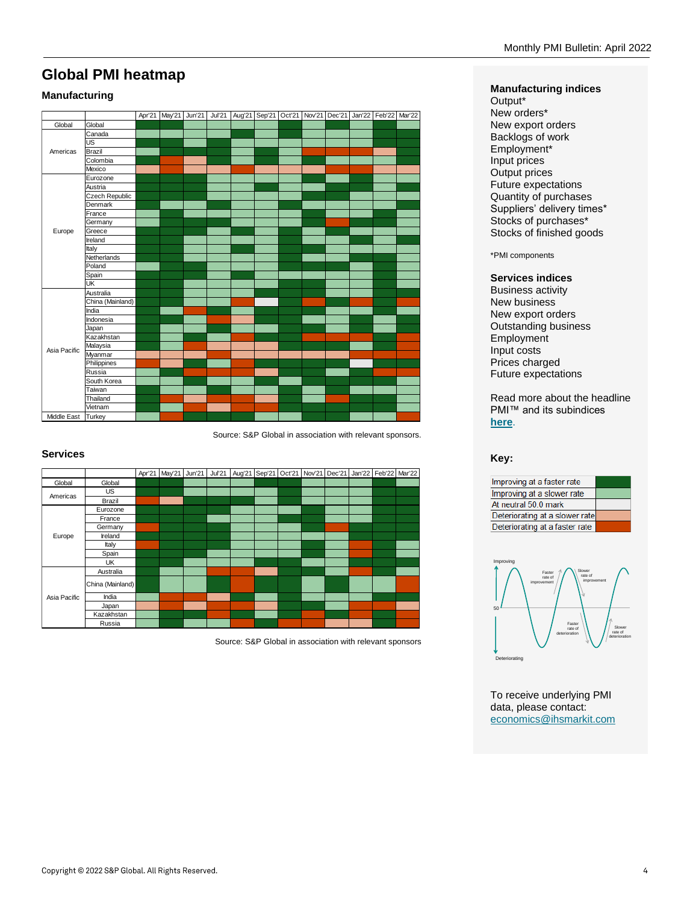# Global PMI heatmap

## Manufacturing

| | | Apr'21 | May'21 | Jun'21 | Jul'21 | Aug'21 | Sep'21 | Oct'21 | Nov'21 | Dec'21 | Jan'22 | Feb'22 | Mar'22 |
|---|---|---|---|---|---|---|---|---|---|---|---|---|---|
| Global | Global | | | | | | | | | | | | |
| Americas | Canada | | | | | | | | | | | | |
| | US | | | | | | | | | | | | |
| | Brazil | | | | | | | | | | | | |
| | Colombia | | | | | | | | | | | | |
| | Mexico | | | | | | | | | | | | |
| Europe | Eurozone | | | | | | | | | | | | |
| | Austria | | | | | | | | | | | | |
| | Czech Republic | | | | | | | | | | | | |
| | Denmark | | | | | | | | | | | | |
| | France | | | | | | | | | | | | |
| | Germany | | | | | | | | | | | | |
| | Greece | | | | | | | | | | | | |
| | Ireland | | | | | | | | | | | | |
| | Italy | | | | | | | | | | | | |
| | Netherlands | | | | | | | | | | | | |
| | Poland | | | | | | | | | | | | |
| | Spain | | | | | | | | | | | | |
| | UK | | | | | | | | | | | | |
| Asia Pacific | Australia | | | | | | | | | | | | |
| | China (Mainland) | | | | | | | | | | | | |
| | India | | | | | | | | | | | | |
| | Indonesia | | | | | | | | | | | | |
| | Japan | | | | | | | | | | | | |
| | Kazakhstan | | | | | | | | | | | | |
| | Malaysia | | | | | | | | | | | | |
| | Myanmar | | | | | | | | | | | | |
| | Philippines | | | | | | | | | | | | |
| | Russia | | | | | | | | | | | | |
| | South Korea | | | | | | | | | | | | |
| | Taiwan | | | | | | | | | | | | |
| | Thailand | | | | | | | | | | | | |
| | Vietnam | | | | | | | | | | | | |
| Middle East | Turkey | | | | | | | | | | | | |

Source: S&P Global in association with relevant sponsors.

## Services

| | | Apr'21 | May'21 | Jun'21 | Jul'21 | Aug'21 | Sep'21 | Oct'21 | Nov'21 | Dec'21 | Jan'22 | Feb'22 | Mar'22 |
|---|---|---|---|---|---|---|---|---|---|---|---|---|---|
| Global | Global | | | | | | | | | | | | |
| Americas | US | | | | | | | | | | | | |
| | Brazil | | | | | | | | | | | | |
| Europe | Eurozone | | | | | | | | | | | | |
| | France | | | | | | | | | | | | |
| | Germany | | | | | | | | | | | | |
| | Ireland | | | | | | | | | | | | |
| | Italy | | | | | | | | | | | | |
| | Spain | | | | | | | | | | | | |
| | UK | | | | | | | | | | | | |
| Asia Pacific | Australia | | | | | | | | | | | | |
| | China (Mainland) | | | | | | | | | | | | |
| | India | | | | | | | | | | | | |
| | Japan | | | | | | | | | | | | |
| | Kazakhstan | | | | | | | | | | | | |
| | Russia | | | | | | | | | | | | |

Source: S&P Global in association with relevant sponsors

**Manufacturing indices**
Output*
New orders*
New export orders
Backlogs of work
Employment*
Input prices
Output prices
Future expectations
Quantity of purchases
Suppliers' delivery times*
Stocks of purchases*
Stocks of finished goods

*PMI components

**Services indices**
Business activity
New business
New export orders
Outstanding business
Employment
Input costs
Prices charged
Future expectations

Read more about the headline PMI™ and its subindices **here**.

### Key:

| Key | |
|---|---|
| Improving at a faster rate | |
| Improving at a slower rate | |
| At neutral 50.0 mark | |
| Deteriorating at a slower rate | |
| Deteriorating at a faster rate | |

Improving — Faster rate of improvement — Slower rate of improvement — 50 — Faster rate of deterioration — Slower rate of deterioration — Deteriorating

To receive underlying PMI data, please contact: economics@ihsmarkit.com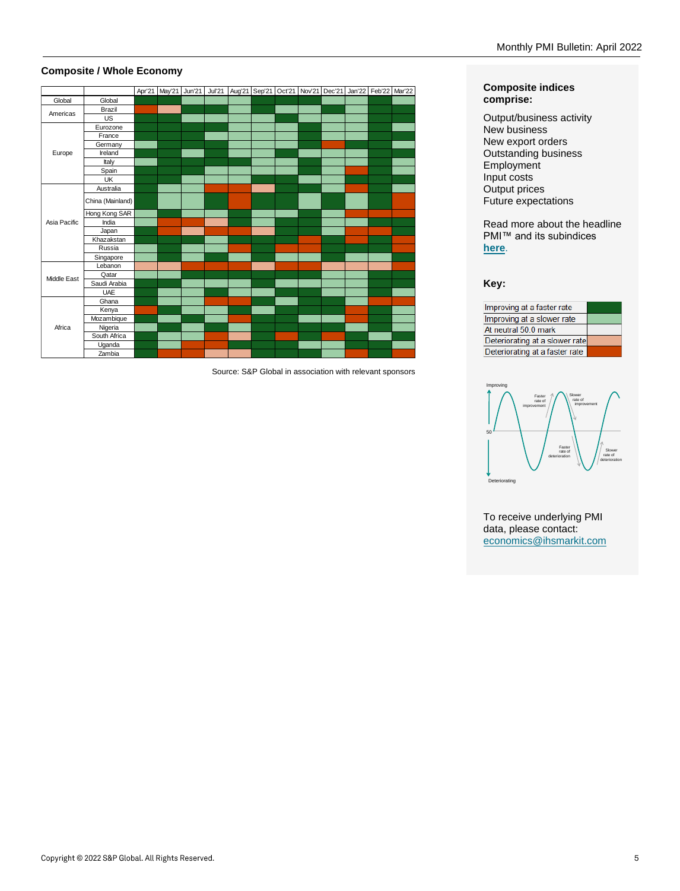## Composite / Whole Economy

| | | Apr'21 | May'21 | Jun'21 | Jul'21 | Aug'21 | Sep'21 | Oct'21 | Nov'21 | Dec'21 | Jan'22 | Feb'22 | Mar'22 |
|---|---|---|---|---|---|---|---|---|---|---|---|---|---|
| Global | Global | | | | | | | | | | | | |
| Americas | Brazil | | | | | | | | | | | | |
| | US | | | | | | | | | | | | |
| Europe | Eurozone | | | | | | | | | | | | |
| | France | | | | | | | | | | | | |
| | Germany | | | | | | | | | | | | |
| | Ireland | | | | | | | | | | | | |
| | Italy | | | | | | | | | | | | |
| | Spain | | | | | | | | | | | | |
| | UK | | | | | | | | | | | | |
| Asia Pacific | Australia | | | | | | | | | | | | |
| | China (Mainland) | | | | | | | | | | | | |
| | Hong Kong SAR | | | | | | | | | | | | |
| | India | | | | | | | | | | | | |
| | Japan | | | | | | | | | | | | |
| | Khazakstan | | | | | | | | | | | | |
| | Russia | | | | | | | | | | | | |
| | Singapore | | | | | | | | | | | | |
| Middle East | Lebanon | | | | | | | | | | | | |
| | Qatar | | | | | | | | | | | | |
| | Saudi Arabia | | | | | | | | | | | | |
| | UAE | | | | | | | | | | | | |
| Africa | Ghana | | | | | | | | | | | | |
| | Kenya | | | | | | | | | | | | |
| | Mozambique | | | | | | | | | | | | |
| | Nigeria | | | | | | | | | | | | |
| | South Africa | | | | | | | | | | | | |
| | Uganda | | | | | | | | | | | | |
| | Zambia | | | | | | | | | | | | |

Source: S&P Global in association with relevant sponsors

**Composite indices comprise:**

Output/business activity
New business
New export orders
Outstanding business
Employment
Input costs
Output prices
Future expectations

Read more about the headline PMI™ and its subindices **here**.

**Key:**

| |
|---|
| Improving at a faster rate |
| Improving at a slower rate |
| At neutral 50.0 mark |
| Deteriorating at a slower rate |
| Deteriorating at a faster rate |

Improving

Faster rate of improvement

Slower rate of improvement

50

Faster rate of deterioration

Slower rate of deterioration

Deteriorating

To receive underlying PMI data, please contact: economics@ihsmarkit.com

Copyright © 2022 S&P Global. All Rights Reserved.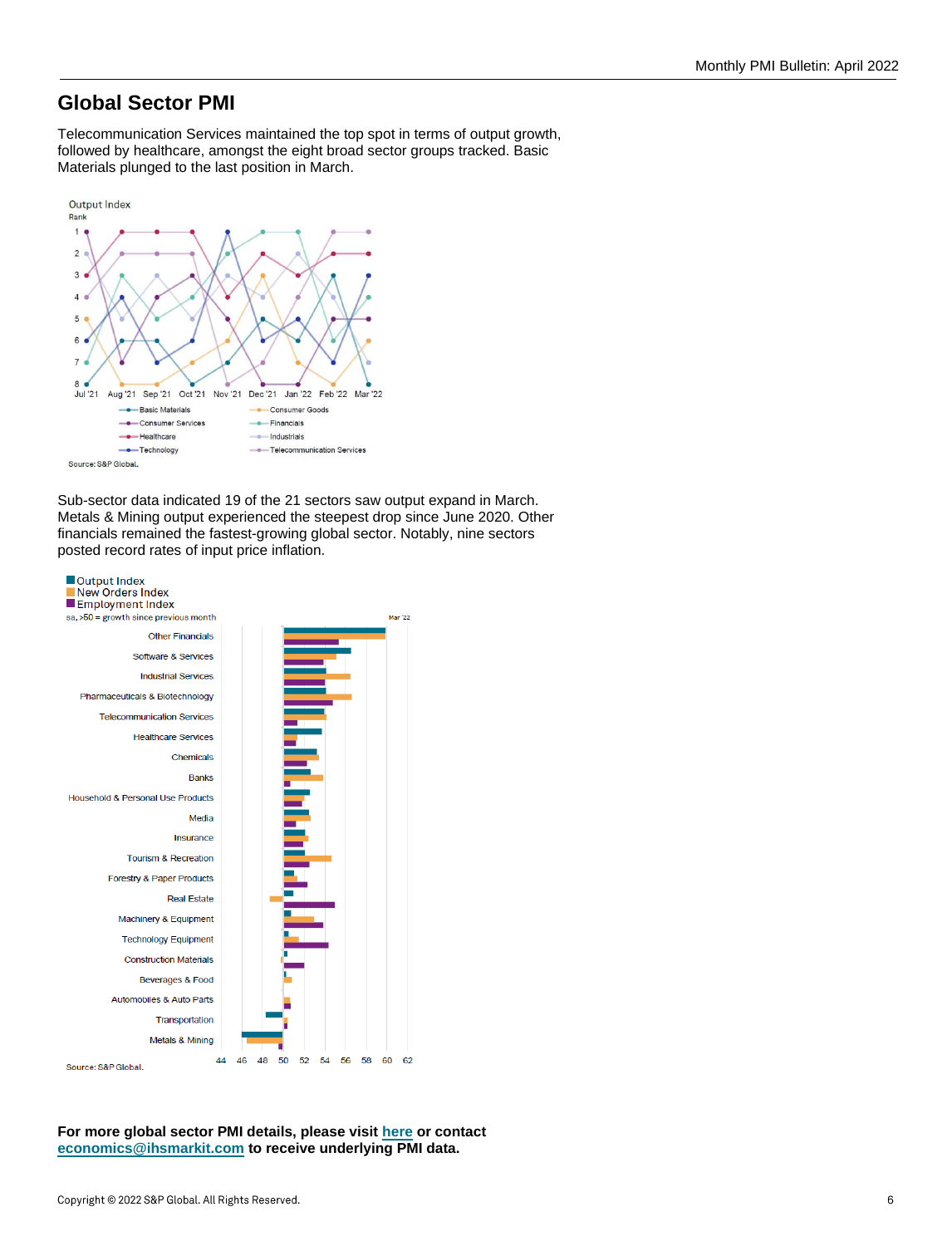## Global Sector PMI

Telecommunication Services maintained the top spot in terms of output growth, followed by healthcare, amongst the eight broad sector groups tracked. Basic Materials plunged to the last position in March.

Output Index
Rank

Source: S&P Global.

Sub-sector data indicated 19 of the 21 sectors saw output expand in March. Metals & Mining output experienced the steepest drop since June 2020. Other financials remained the fastest-growing global sector. Notably, nine sectors posted record rates of input price inflation.

Output Index
New Orders Index
Employment Index
sa, >50 = growth since previous month

Source: S&P Global.

**For more global sector PMI details, please visit [here]() or contact [economics@ihsmarkit.com](mailto:economics@ihsmarkit.com) to receive underlying PMI data.**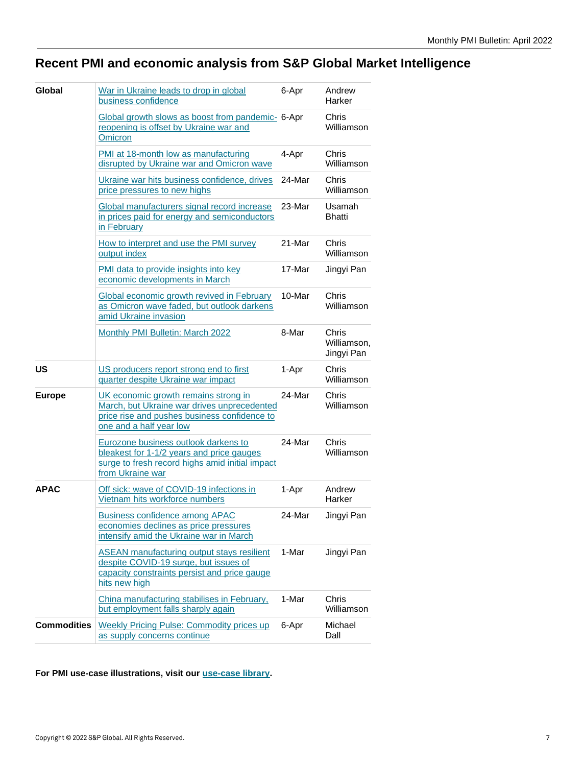# Recent PMI and economic analysis from S&P Global Market Intelligence

| | | | |
|---|---|---|---|
| **Global** | War in Ukraine leads to drop in global business confidence | 6-Apr | Andrew Harker |
| | Global growth slows as boost from pandemic-reopening is offset by Ukraine war and Omicron | 6-Apr | Chris Williamson |
| | PMI at 18-month low as manufacturing disrupted by Ukraine war and Omicron wave | 4-Apr | Chris Williamson |
| | Ukraine war hits business confidence, drives price pressures to new highs | 24-Mar | Chris Williamson |
| | Global manufacturers signal record increase in prices paid for energy and semiconductors in February | 23-Mar | Usamah Bhatti |
| | How to interpret and use the PMI survey output index | 21-Mar | Chris Williamson |
| | PMI data to provide insights into key economic developments in March | 17-Mar | Jingyi Pan |
| | Global economic growth revived in February as Omicron wave faded, but outlook darkens amid Ukraine invasion | 10-Mar | Chris Williamson |
| | Monthly PMI Bulletin: March 2022 | 8-Mar | Chris Williamson, Jingyi Pan |
| **US** | US producers report strong end to first quarter despite Ukraine war impact | 1-Apr | Chris Williamson |
| **Europe** | UK economic growth remains strong in March, but Ukraine war drives unprecedented price rise and pushes business confidence to one and a half year low | 24-Mar | Chris Williamson |
| | Eurozone business outlook darkens to bleakest for 1-1/2 years and price gauges surge to fresh record highs amid initial impact from Ukraine war | 24-Mar | Chris Williamson |
| **APAC** | Off sick: wave of COVID-19 infections in Vietnam hits workforce numbers | 1-Apr | Andrew Harker |
| | Business confidence among APAC economies declines as price pressures intensify amid the Ukraine war in March | 24-Mar | Jingyi Pan |
| | ASEAN manufacturing output stays resilient despite COVID-19 surge, but issues of capacity constraints persist and price gauge hits new high | 1-Mar | Jingyi Pan |
| | China manufacturing stabilises in February, but employment falls sharply again | 1-Mar | Chris Williamson |
| **Commodities** | Weekly Pricing Pulse: Commodity prices up as supply concerns continue | 6-Apr | Michael Dall |

**For PMI use-case illustrations, visit our use-case library.**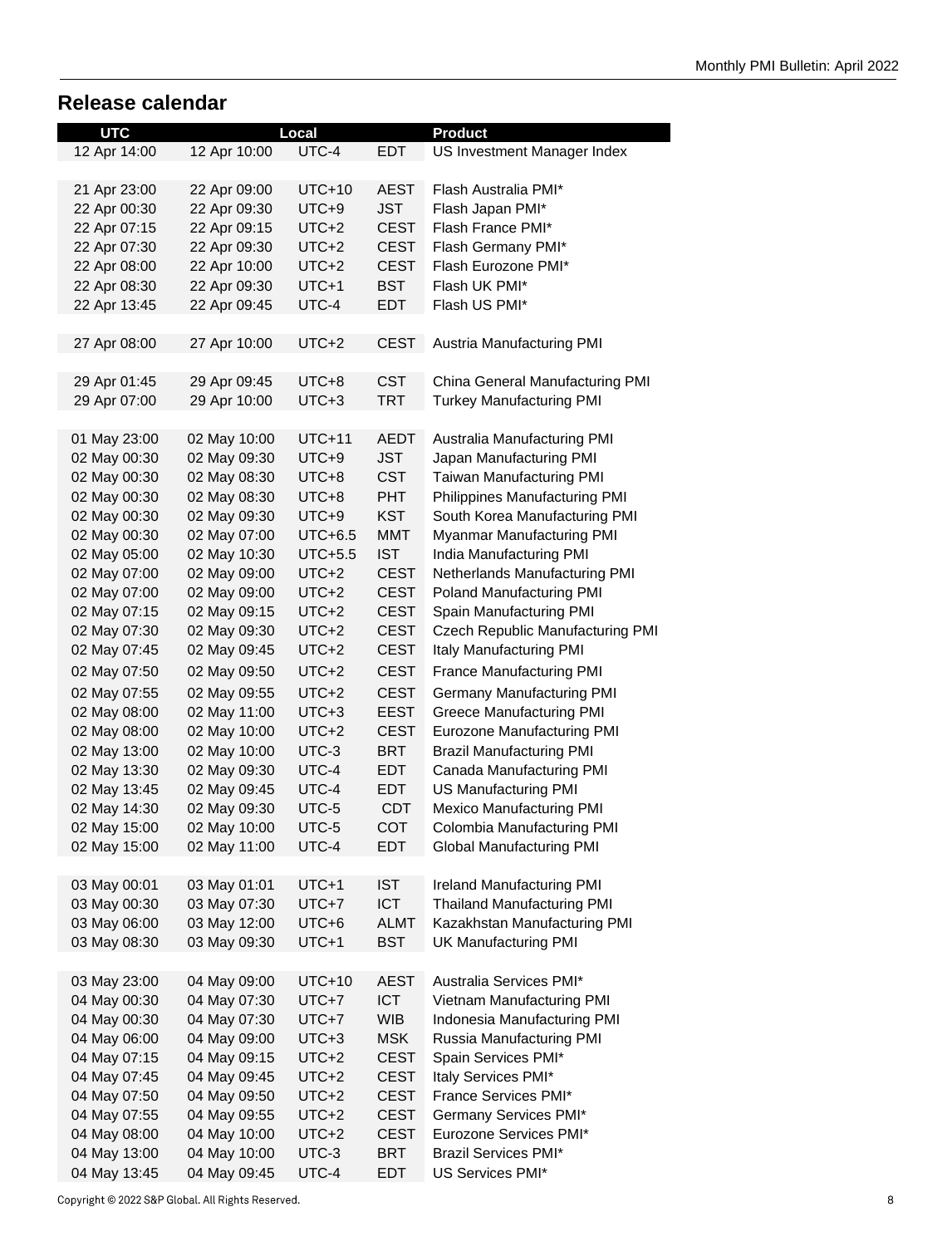## Release calendar

| UTC | Local | | | Product |
|---|---|---|---|---|
| 12 Apr 14:00 | 12 Apr 10:00 | UTC-4 | EDT | US Investment Manager Index |
| | | | | |
| 21 Apr 23:00 | 22 Apr 09:00 | UTC+10 | AEST | Flash Australia PMI* |
| 22 Apr 00:30 | 22 Apr 09:30 | UTC+9 | JST | Flash Japan PMI* |
| 22 Apr 07:15 | 22 Apr 09:15 | UTC+2 | CEST | Flash France PMI* |
| 22 Apr 07:30 | 22 Apr 09:30 | UTC+2 | CEST | Flash Germany PMI* |
| 22 Apr 08:00 | 22 Apr 10:00 | UTC+2 | CEST | Flash Eurozone PMI* |
| 22 Apr 08:30 | 22 Apr 09:30 | UTC+1 | BST | Flash UK PMI* |
| 22 Apr 13:45 | 22 Apr 09:45 | UTC-4 | EDT | Flash US PMI* |
| | | | | |
| 27 Apr 08:00 | 27 Apr 10:00 | UTC+2 | CEST | Austria Manufacturing PMI |
| | | | | |
| 29 Apr 01:45 | 29 Apr 09:45 | UTC+8 | CST | China General Manufacturing PMI |
| 29 Apr 07:00 | 29 Apr 10:00 | UTC+3 | TRT | Turkey Manufacturing PMI |
| | | | | |
| 01 May 23:00 | 02 May 10:00 | UTC+11 | AEDT | Australia Manufacturing PMI |
| 02 May 00:30 | 02 May 09:30 | UTC+9 | JST | Japan Manufacturing PMI |
| 02 May 00:30 | 02 May 08:30 | UTC+8 | CST | Taiwan Manufacturing PMI |
| 02 May 00:30 | 02 May 08:30 | UTC+8 | PHT | Philippines Manufacturing PMI |
| 02 May 00:30 | 02 May 09:30 | UTC+9 | KST | South Korea Manufacturing PMI |
| 02 May 00:30 | 02 May 07:00 | UTC+6.5 | MMT | Myanmar Manufacturing PMI |
| 02 May 05:00 | 02 May 10:30 | UTC+5.5 | IST | India Manufacturing PMI |
| 02 May 07:00 | 02 May 09:00 | UTC+2 | CEST | Netherlands Manufacturing PMI |
| 02 May 07:00 | 02 May 09:00 | UTC+2 | CEST | Poland Manufacturing PMI |
| 02 May 07:15 | 02 May 09:15 | UTC+2 | CEST | Spain Manufacturing PMI |
| 02 May 07:30 | 02 May 09:30 | UTC+2 | CEST | Czech Republic Manufacturing PMI |
| 02 May 07:45 | 02 May 09:45 | UTC+2 | CEST | Italy Manufacturing PMI |
| 02 May 07:50 | 02 May 09:50 | UTC+2 | CEST | France Manufacturing PMI |
| 02 May 07:55 | 02 May 09:55 | UTC+2 | CEST | Germany Manufacturing PMI |
| 02 May 08:00 | 02 May 11:00 | UTC+3 | EEST | Greece Manufacturing PMI |
| 02 May 08:00 | 02 May 10:00 | UTC+2 | CEST | Eurozone Manufacturing PMI |
| 02 May 13:00 | 02 May 10:00 | UTC-3 | BRT | Brazil Manufacturing PMI |
| 02 May 13:30 | 02 May 09:30 | UTC-4 | EDT | Canada Manufacturing PMI |
| 02 May 13:45 | 02 May 09:45 | UTC-4 | EDT | US Manufacturing PMI |
| 02 May 14:30 | 02 May 09:30 | UTC-5 | CDT | Mexico Manufacturing PMI |
| 02 May 15:00 | 02 May 10:00 | UTC-5 | COT | Colombia Manufacturing PMI |
| 02 May 15:00 | 02 May 11:00 | UTC-4 | EDT | Global Manufacturing PMI |
| | | | | |
| 03 May 00:01 | 03 May 01:01 | UTC+1 | IST | Ireland Manufacturing PMI |
| 03 May 00:30 | 03 May 07:30 | UTC+7 | ICT | Thailand Manufacturing PMI |
| 03 May 06:00 | 03 May 12:00 | UTC+6 | ALMT | Kazakhstan Manufacturing PMI |
| 03 May 08:30 | 03 May 09:30 | UTC+1 | BST | UK Manufacturing PMI |
| | | | | |
| 03 May 23:00 | 04 May 09:00 | UTC+10 | AEST | Australia Services PMI* |
| 04 May 00:30 | 04 May 07:30 | UTC+7 | ICT | Vietnam Manufacturing PMI |
| 04 May 00:30 | 04 May 07:30 | UTC+7 | WIB | Indonesia Manufacturing PMI |
| 04 May 06:00 | 04 May 09:00 | UTC+3 | MSK | Russia Manufacturing PMI |
| 04 May 07:15 | 04 May 09:15 | UTC+2 | CEST | Spain Services PMI* |
| 04 May 07:45 | 04 May 09:45 | UTC+2 | CEST | Italy Services PMI* |
| 04 May 07:50 | 04 May 09:50 | UTC+2 | CEST | France Services PMI* |
| 04 May 07:55 | 04 May 09:55 | UTC+2 | CEST | Germany Services PMI* |
| 04 May 08:00 | 04 May 10:00 | UTC+2 | CEST | Eurozone Services PMI* |
| 04 May 13:00 | 04 May 10:00 | UTC-3 | BRT | Brazil Services PMI* |
| 04 May 13:45 | 04 May 09:45 | UTC-4 | EDT | US Services PMI* |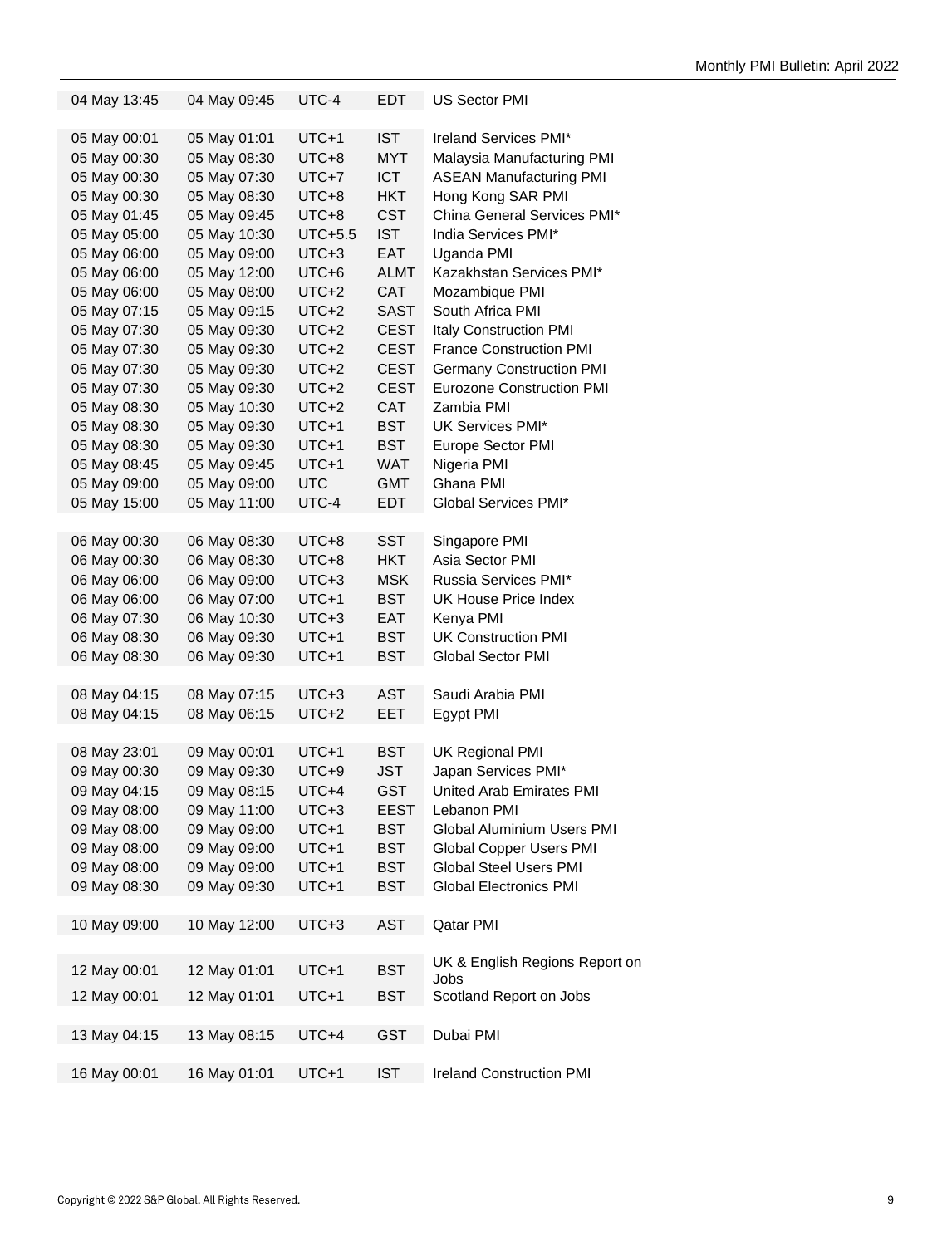| | | | | |
|---|---|---|---|---|
| 04 May 13:45 | 04 May 09:45 | UTC-4 | EDT | US Sector PMI |
| | | | | |
| 05 May 00:01 | 05 May 01:01 | UTC+1 | IST | Ireland Services PMI* |
| 05 May 00:30 | 05 May 08:30 | UTC+8 | MYT | Malaysia Manufacturing PMI |
| 05 May 00:30 | 05 May 07:30 | UTC+7 | ICT | ASEAN Manufacturing PMI |
| 05 May 00:30 | 05 May 08:30 | UTC+8 | HKT | Hong Kong SAR PMI |
| 05 May 01:45 | 05 May 09:45 | UTC+8 | CST | China General Services PMI* |
| 05 May 05:00 | 05 May 10:30 | UTC+5.5 | IST | India Services PMI* |
| 05 May 06:00 | 05 May 09:00 | UTC+3 | EAT | Uganda PMI |
| 05 May 06:00 | 05 May 12:00 | UTC+6 | ALMT | Kazakhstan Services PMI* |
| 05 May 06:00 | 05 May 08:00 | UTC+2 | CAT | Mozambique PMI |
| 05 May 07:15 | 05 May 09:15 | UTC+2 | SAST | South Africa PMI |
| 05 May 07:30 | 05 May 09:30 | UTC+2 | CEST | Italy Construction PMI |
| 05 May 07:30 | 05 May 09:30 | UTC+2 | CEST | France Construction PMI |
| 05 May 07:30 | 05 May 09:30 | UTC+2 | CEST | Germany Construction PMI |
| 05 May 07:30 | 05 May 09:30 | UTC+2 | CEST | Eurozone Construction PMI |
| 05 May 08:30 | 05 May 10:30 | UTC+2 | CAT | Zambia PMI |
| 05 May 08:30 | 05 May 09:30 | UTC+1 | BST | UK Services PMI* |
| 05 May 08:30 | 05 May 09:30 | UTC+1 | BST | Europe Sector PMI |
| 05 May 08:45 | 05 May 09:45 | UTC+1 | WAT | Nigeria PMI |
| 05 May 09:00 | 05 May 09:00 | UTC | GMT | Ghana PMI |
| 05 May 15:00 | 05 May 11:00 | UTC-4 | EDT | Global Services PMI* |
| | | | | |
| 06 May 00:30 | 06 May 08:30 | UTC+8 | SST | Singapore PMI |
| 06 May 00:30 | 06 May 08:30 | UTC+8 | HKT | Asia Sector PMI |
| 06 May 06:00 | 06 May 09:00 | UTC+3 | MSK | Russia Services PMI* |
| 06 May 06:00 | 06 May 07:00 | UTC+1 | BST | UK House Price Index |
| 06 May 07:30 | 06 May 10:30 | UTC+3 | EAT | Kenya PMI |
| 06 May 08:30 | 06 May 09:30 | UTC+1 | BST | UK Construction PMI |
| 06 May 08:30 | 06 May 09:30 | UTC+1 | BST | Global Sector PMI |
| | | | | |
| 08 May 04:15 | 08 May 07:15 | UTC+3 | AST | Saudi Arabia PMI |
| 08 May 04:15 | 08 May 06:15 | UTC+2 | EET | Egypt PMI |
| | | | | |
| 08 May 23:01 | 09 May 00:01 | UTC+1 | BST | UK Regional PMI |
| 09 May 00:30 | 09 May 09:30 | UTC+9 | JST | Japan Services PMI* |
| 09 May 04:15 | 09 May 08:15 | UTC+4 | GST | United Arab Emirates PMI |
| 09 May 08:00 | 09 May 11:00 | UTC+3 | EEST | Lebanon PMI |
| 09 May 08:00 | 09 May 09:00 | UTC+1 | BST | Global Aluminium Users PMI |
| 09 May 08:00 | 09 May 09:00 | UTC+1 | BST | Global Copper Users PMI |
| 09 May 08:00 | 09 May 09:00 | UTC+1 | BST | Global Steel Users PMI |
| 09 May 08:30 | 09 May 09:30 | UTC+1 | BST | Global Electronics PMI |
| | | | | |
| 10 May 09:00 | 10 May 12:00 | UTC+3 | AST | Qatar PMI |
| | | | | |
| 12 May 00:01 | 12 May 01:01 | UTC+1 | BST | UK & English Regions Report on Jobs |
| 12 May 00:01 | 12 May 01:01 | UTC+1 | BST | Scotland Report on Jobs |
| | | | | |
| 13 May 04:15 | 13 May 08:15 | UTC+4 | GST | Dubai PMI |
| | | | | |
| 16 May 00:01 | 16 May 01:01 | UTC+1 | IST | Ireland Construction PMI |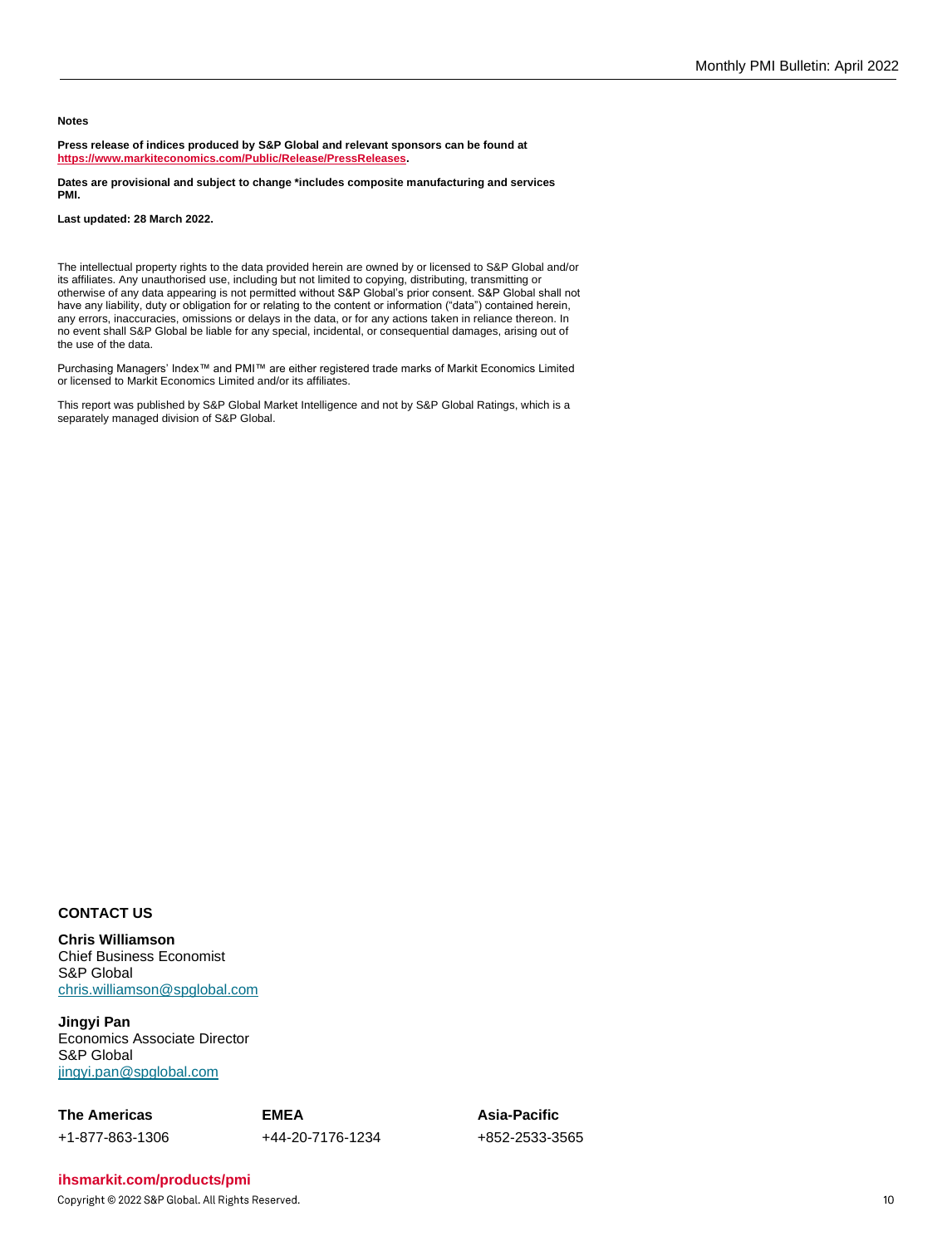**Notes**

**Press release of indices produced by S&P Global and relevant sponsors can be found at [https://www.markiteconomics.com/Public/Release/PressReleases](https://www.markiteconomics.com/Public/Release/PressReleases).**

**Dates are provisional and subject to change *includes composite manufacturing and services PMI.**

**Last updated: 28 March 2022.**

The intellectual property rights to the data provided herein are owned by or licensed to S&P Global and/or its affiliates. Any unauthorised use, including but not limited to copying, distributing, transmitting or otherwise of any data appearing is not permitted without S&P Global's prior consent. S&P Global shall not have any liability, duty or obligation for or relating to the content or information ("data") contained herein, any errors, inaccuracies, omissions or delays in the data, or for any actions taken in reliance thereon. In no event shall S&P Global be liable for any special, incidental, or consequential damages, arising out of the use of the data.

Purchasing Managers' Index™ and PMI™ are either registered trade marks of Markit Economics Limited or licensed to Markit Economics Limited and/or its affiliates.

This report was published by S&P Global Market Intelligence and not by S&P Global Ratings, which is a separately managed division of S&P Global.

## CONTACT US

**Chris Williamson**
Chief Business Economist
S&P Global
[chris.williamson@spglobal.com](mailto:chris.williamson@spglobal.com)

**Jingyi Pan**
Economics Associate Director
S&P Global
[jingyi.pan@spglobal.com](mailto:jingyi.pan@spglobal.com)

| The Americas | EMEA | Asia-Pacific |
| --- | --- | --- |
| +1-877-863-1306 | +44-20-7176-1234 | +852-2533-3565 |

**ihsmarkit.com/products/pmi**

Copyright © 2022 S&P Global. All Rights Reserved.